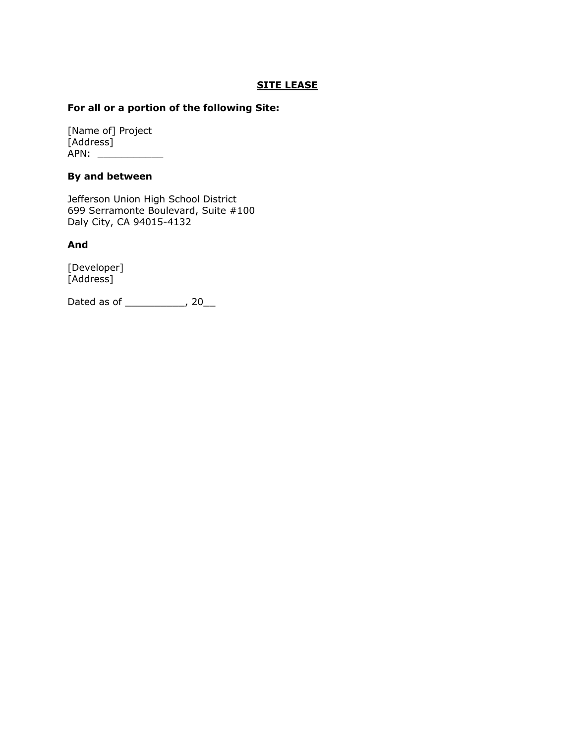# SITE LEASE

**For all or a portion of the following Site:**

[Name of] Project
[Address]
APN: ___________

**By and between**

Jefferson Union High School District
699 Serramonte Boulevard, Suite #100
Daly City, CA 94015-4132

**And**

[Developer]
[Address]

Dated as of __________, 20__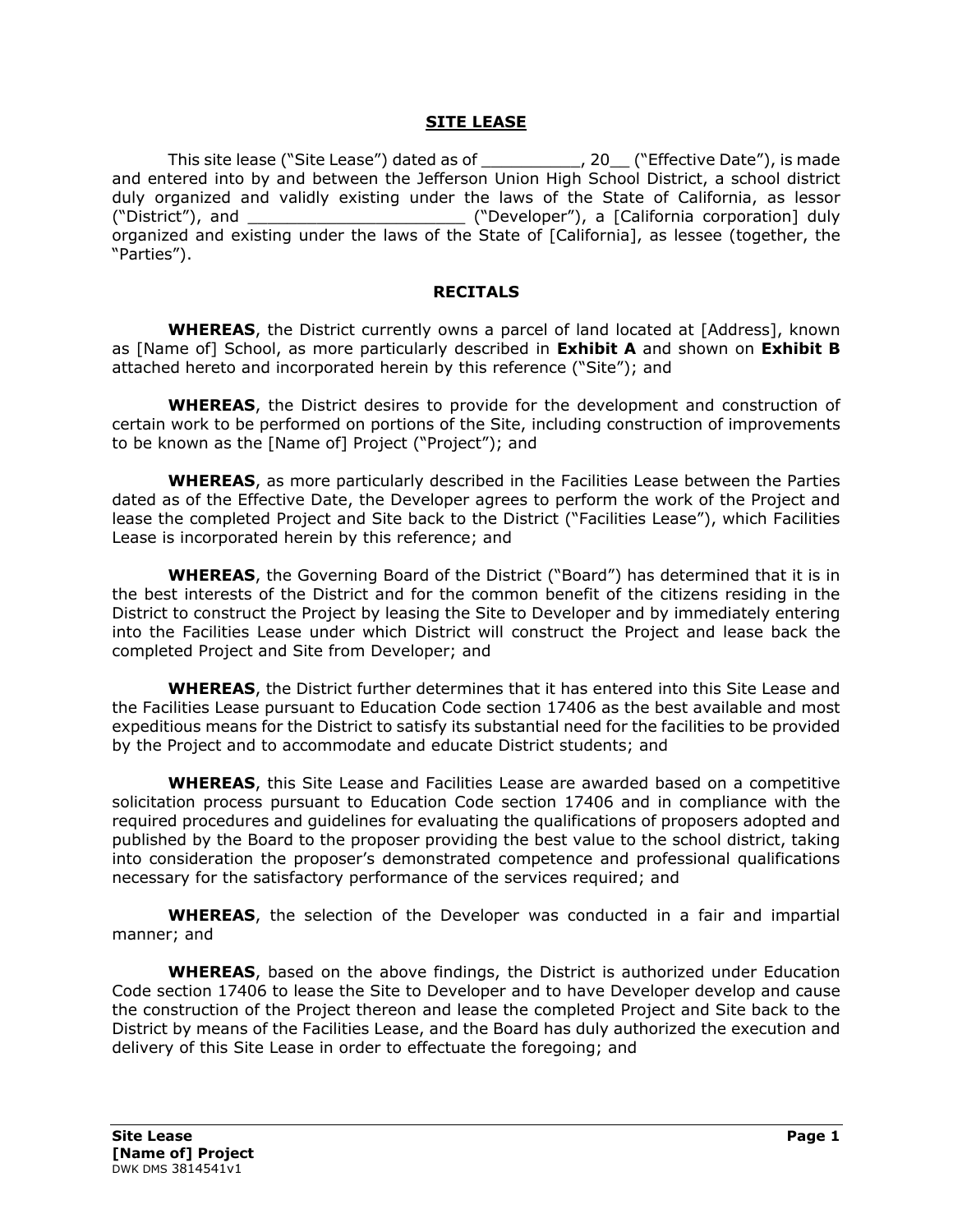# SITE LEASE

This site lease ("Site Lease") dated as of __________, 20__ ("Effective Date"), is made and entered into by and between the Jefferson Union High School District, a school district duly organized and validly existing under the laws of the State of California, as lessor ("District"), and ______________________ ("Developer"), a [California corporation] duly organized and existing under the laws of the State of [California], as lessee (together, the "Parties").

## RECITALS

**WHEREAS**, the District currently owns a parcel of land located at [Address], known as [Name of] School, as more particularly described in **Exhibit A** and shown on **Exhibit B** attached hereto and incorporated herein by this reference ("Site"); and

**WHEREAS**, the District desires to provide for the development and construction of certain work to be performed on portions of the Site, including construction of improvements to be known as the [Name of] Project ("Project"); and

**WHEREAS**, as more particularly described in the Facilities Lease between the Parties dated as of the Effective Date, the Developer agrees to perform the work of the Project and lease the completed Project and Site back to the District ("Facilities Lease"), which Facilities Lease is incorporated herein by this reference; and

**WHEREAS**, the Governing Board of the District ("Board") has determined that it is in the best interests of the District and for the common benefit of the citizens residing in the District to construct the Project by leasing the Site to Developer and by immediately entering into the Facilities Lease under which District will construct the Project and lease back the completed Project and Site from Developer; and

**WHEREAS**, the District further determines that it has entered into this Site Lease and the Facilities Lease pursuant to Education Code section 17406 as the best available and most expeditious means for the District to satisfy its substantial need for the facilities to be provided by the Project and to accommodate and educate District students; and

**WHEREAS**, this Site Lease and Facilities Lease are awarded based on a competitive solicitation process pursuant to Education Code section 17406 and in compliance with the required procedures and guidelines for evaluating the qualifications of proposers adopted and published by the Board to the proposer providing the best value to the school district, taking into consideration the proposer's demonstrated competence and professional qualifications necessary for the satisfactory performance of the services required; and

**WHEREAS**, the selection of the Developer was conducted in a fair and impartial manner; and

**WHEREAS**, based on the above findings, the District is authorized under Education Code section 17406 to lease the Site to Developer and to have Developer develop and cause the construction of the Project thereon and lease the completed Project and Site back to the District by means of the Facilities Lease, and the Board has duly authorized the execution and delivery of this Site Lease in order to effectuate the foregoing; and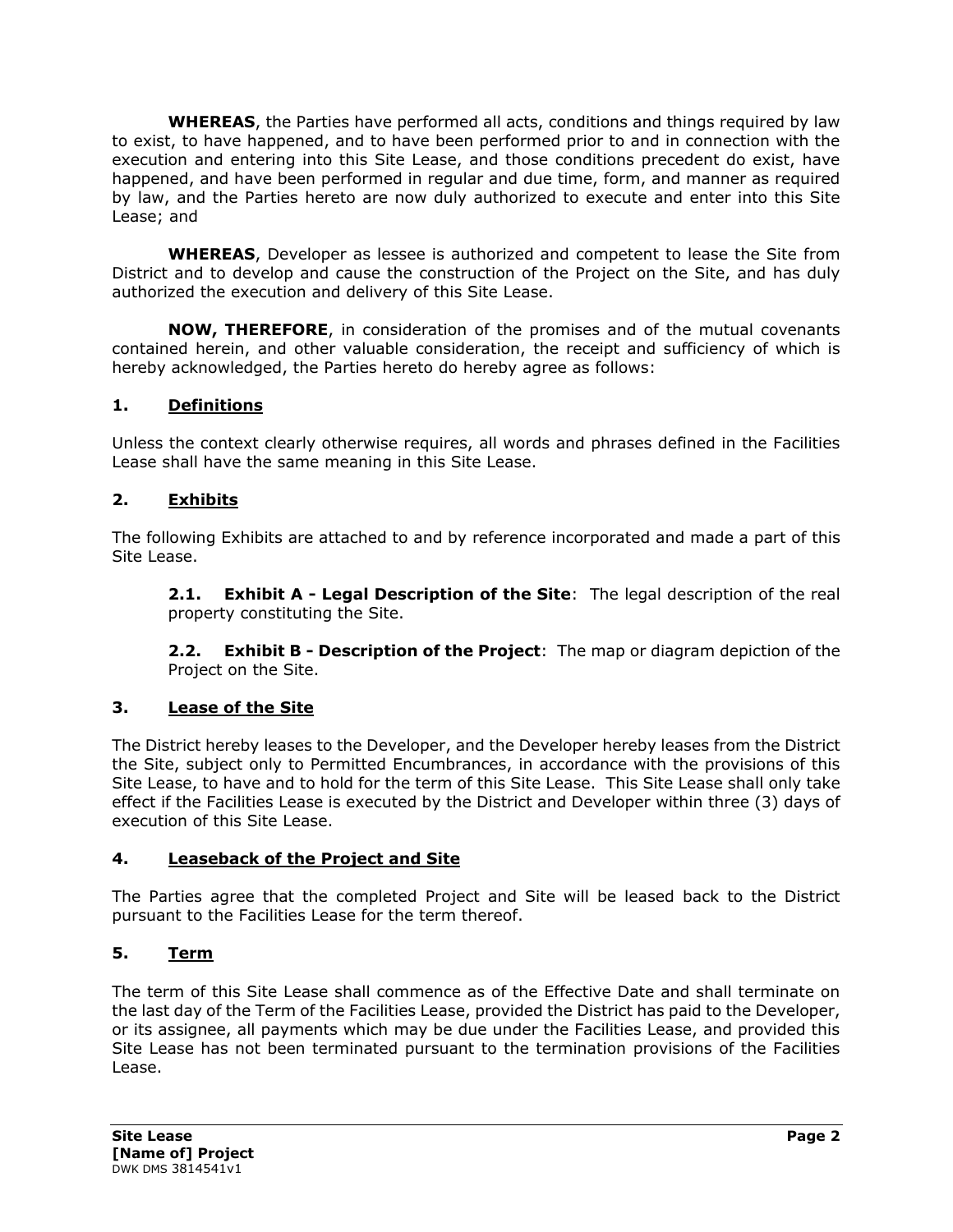**WHEREAS**, the Parties have performed all acts, conditions and things required by law to exist, to have happened, and to have been performed prior to and in connection with the execution and entering into this Site Lease, and those conditions precedent do exist, have happened, and have been performed in regular and due time, form, and manner as required by law, and the Parties hereto are now duly authorized to execute and enter into this Site Lease; and

**WHEREAS**, Developer as lessee is authorized and competent to lease the Site from District and to develop and cause the construction of the Project on the Site, and has duly authorized the execution and delivery of this Site Lease.

**NOW, THEREFORE**, in consideration of the promises and of the mutual covenants contained herein, and other valuable consideration, the receipt and sufficiency of which is hereby acknowledged, the Parties hereto do hereby agree as follows:

## 1. <u>Definitions</u>

Unless the context clearly otherwise requires, all words and phrases defined in the Facilities Lease shall have the same meaning in this Site Lease.

## 2. <u>Exhibits</u>

The following Exhibits are attached to and by reference incorporated and made a part of this Site Lease.

**2.1. Exhibit A - Legal Description of the Site**: The legal description of the real property constituting the Site.

**2.2. Exhibit B - Description of the Project**: The map or diagram depiction of the Project on the Site.

## 3. <u>Lease of the Site</u>

The District hereby leases to the Developer, and the Developer hereby leases from the District the Site, subject only to Permitted Encumbrances, in accordance with the provisions of this Site Lease, to have and to hold for the term of this Site Lease. This Site Lease shall only take effect if the Facilities Lease is executed by the District and Developer within three (3) days of execution of this Site Lease.

## 4. <u>Leaseback of the Project and Site</u>

The Parties agree that the completed Project and Site will be leased back to the District pursuant to the Facilities Lease for the term thereof.

## 5. <u>Term</u>

The term of this Site Lease shall commence as of the Effective Date and shall terminate on the last day of the Term of the Facilities Lease, provided the District has paid to the Developer, or its assignee, all payments which may be due under the Facilities Lease, and provided this Site Lease has not been terminated pursuant to the termination provisions of the Facilities Lease.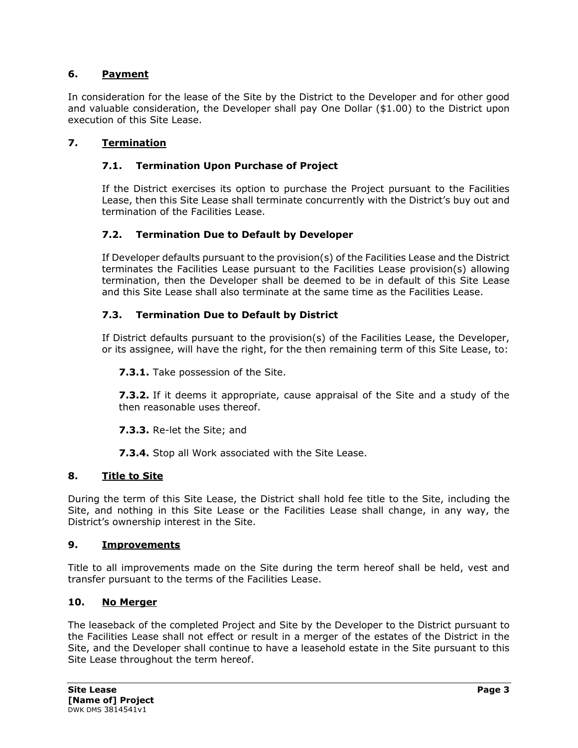## 6. Payment

In consideration for the lease of the Site by the District to the Developer and for other good and valuable consideration, the Developer shall pay One Dollar ($1.00) to the District upon execution of this Site Lease.

## 7. Termination

### 7.1. Termination Upon Purchase of Project

If the District exercises its option to purchase the Project pursuant to the Facilities Lease, then this Site Lease shall terminate concurrently with the District's buy out and termination of the Facilities Lease.

### 7.2. Termination Due to Default by Developer

If Developer defaults pursuant to the provision(s) of the Facilities Lease and the District terminates the Facilities Lease pursuant to the Facilities Lease provision(s) allowing termination, then the Developer shall be deemed to be in default of this Site Lease and this Site Lease shall also terminate at the same time as the Facilities Lease.

### 7.3. Termination Due to Default by District

If District defaults pursuant to the provision(s) of the Facilities Lease, the Developer, or its assignee, will have the right, for the then remaining term of this Site Lease, to:

**7.3.1.** Take possession of the Site.

**7.3.2.** If it deems it appropriate, cause appraisal of the Site and a study of the then reasonable uses thereof.

**7.3.3.** Re-let the Site; and

**7.3.4.** Stop all Work associated with the Site Lease.

## 8. Title to Site

During the term of this Site Lease, the District shall hold fee title to the Site, including the Site, and nothing in this Site Lease or the Facilities Lease shall change, in any way, the District's ownership interest in the Site.

## 9. Improvements

Title to all improvements made on the Site during the term hereof shall be held, vest and transfer pursuant to the terms of the Facilities Lease.

## 10. No Merger

The leaseback of the completed Project and Site by the Developer to the District pursuant to the Facilities Lease shall not effect or result in a merger of the estates of the District in the Site, and the Developer shall continue to have a leasehold estate in the Site pursuant to this Site Lease throughout the term hereof.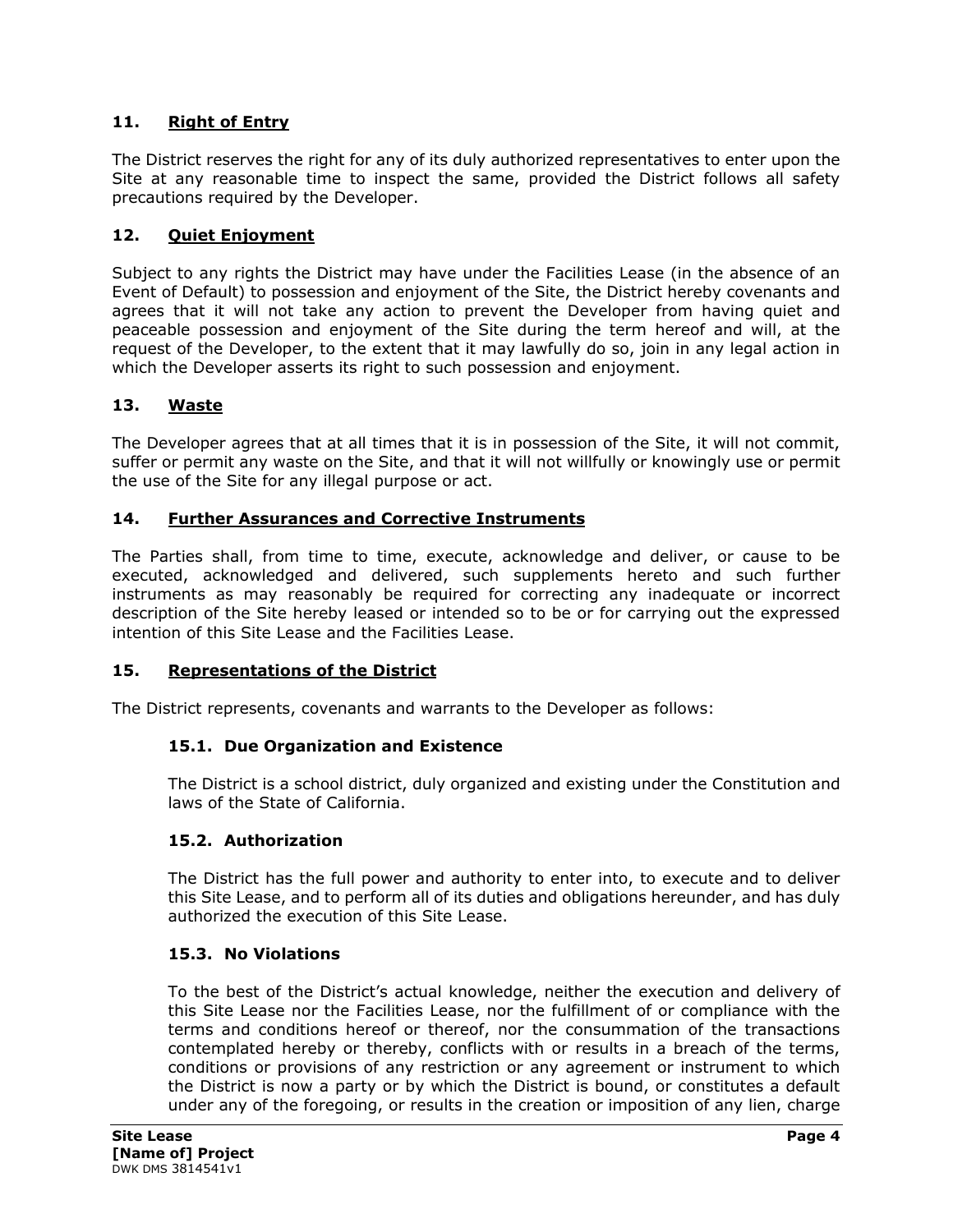## 11. Right of Entry

The District reserves the right for any of its duly authorized representatives to enter upon the Site at any reasonable time to inspect the same, provided the District follows all safety precautions required by the Developer.

## 12. Quiet Enjoyment

Subject to any rights the District may have under the Facilities Lease (in the absence of an Event of Default) to possession and enjoyment of the Site, the District hereby covenants and agrees that it will not take any action to prevent the Developer from having quiet and peaceable possession and enjoyment of the Site during the term hereof and will, at the request of the Developer, to the extent that it may lawfully do so, join in any legal action in which the Developer asserts its right to such possession and enjoyment.

## 13. Waste

The Developer agrees that at all times that it is in possession of the Site, it will not commit, suffer or permit any waste on the Site, and that it will not willfully or knowingly use or permit the use of the Site for any illegal purpose or act.

## 14. Further Assurances and Corrective Instruments

The Parties shall, from time to time, execute, acknowledge and deliver, or cause to be executed, acknowledged and delivered, such supplements hereto and such further instruments as may reasonably be required for correcting any inadequate or incorrect description of the Site hereby leased or intended so to be or for carrying out the expressed intention of this Site Lease and the Facilities Lease.

## 15. Representations of the District

The District represents, covenants and warrants to the Developer as follows:

### 15.1. Due Organization and Existence

The District is a school district, duly organized and existing under the Constitution and laws of the State of California.

### 15.2. Authorization

The District has the full power and authority to enter into, to execute and to deliver this Site Lease, and to perform all of its duties and obligations hereunder, and has duly authorized the execution of this Site Lease.

### 15.3. No Violations

To the best of the District's actual knowledge, neither the execution and delivery of this Site Lease nor the Facilities Lease, nor the fulfillment of or compliance with the terms and conditions hereof or thereof, nor the consummation of the transactions contemplated hereby or thereby, conflicts with or results in a breach of the terms, conditions or provisions of any restriction or any agreement or instrument to which the District is now a party or by which the District is bound, or constitutes a default under any of the foregoing, or results in the creation or imposition of any lien, charge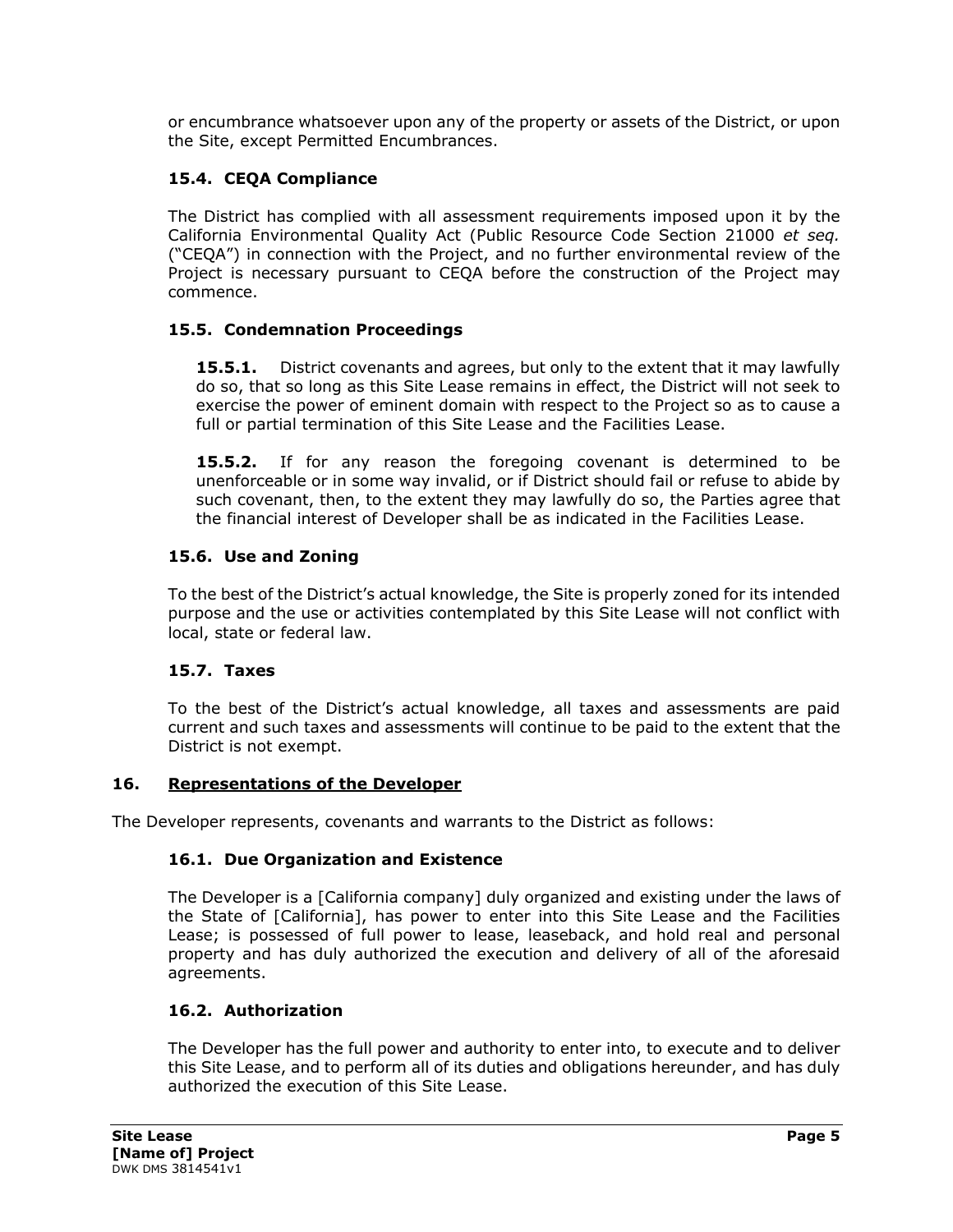or encumbrance whatsoever upon any of the property or assets of the District, or upon the Site, except Permitted Encumbrances.

### 15.4. CEQA Compliance

The District has complied with all assessment requirements imposed upon it by the California Environmental Quality Act (Public Resource Code Section 21000 *et seq.* ("CEQA") in connection with the Project, and no further environmental review of the Project is necessary pursuant to CEQA before the construction of the Project may commence.

### 15.5. Condemnation Proceedings

**15.5.1.** District covenants and agrees, but only to the extent that it may lawfully do so, that so long as this Site Lease remains in effect, the District will not seek to exercise the power of eminent domain with respect to the Project so as to cause a full or partial termination of this Site Lease and the Facilities Lease.

**15.5.2.** If for any reason the foregoing covenant is determined to be unenforceable or in some way invalid, or if District should fail or refuse to abide by such covenant, then, to the extent they may lawfully do so, the Parties agree that the financial interest of Developer shall be as indicated in the Facilities Lease.

### 15.6. Use and Zoning

To the best of the District's actual knowledge, the Site is properly zoned for its intended purpose and the use or activities contemplated by this Site Lease will not conflict with local, state or federal law.

### 15.7. Taxes

To the best of the District's actual knowledge, all taxes and assessments are paid current and such taxes and assessments will continue to be paid to the extent that the District is not exempt.

## 16. Representations of the Developer

The Developer represents, covenants and warrants to the District as follows:

### 16.1. Due Organization and Existence

The Developer is a [California company] duly organized and existing under the laws of the State of [California], has power to enter into this Site Lease and the Facilities Lease; is possessed of full power to lease, leaseback, and hold real and personal property and has duly authorized the execution and delivery of all of the aforesaid agreements.

### 16.2. Authorization

The Developer has the full power and authority to enter into, to execute and to deliver this Site Lease, and to perform all of its duties and obligations hereunder, and has duly authorized the execution of this Site Lease.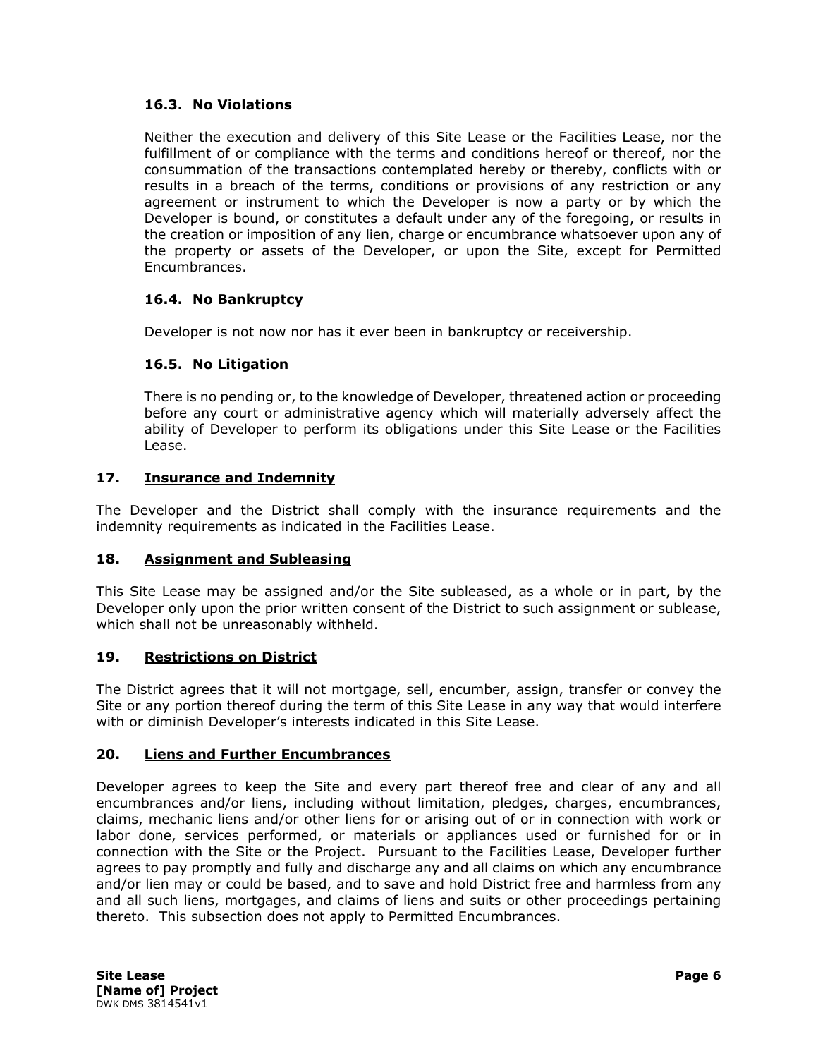### 16.3. No Violations

Neither the execution and delivery of this Site Lease or the Facilities Lease, nor the fulfillment of or compliance with the terms and conditions hereof or thereof, nor the consummation of the transactions contemplated hereby or thereby, conflicts with or results in a breach of the terms, conditions or provisions of any restriction or any agreement or instrument to which the Developer is now a party or by which the Developer is bound, or constitutes a default under any of the foregoing, or results in the creation or imposition of any lien, charge or encumbrance whatsoever upon any of the property or assets of the Developer, or upon the Site, except for Permitted Encumbrances.

### 16.4. No Bankruptcy

Developer is not now nor has it ever been in bankruptcy or receivership.

### 16.5. No Litigation

There is no pending or, to the knowledge of Developer, threatened action or proceeding before any court or administrative agency which will materially adversely affect the ability of Developer to perform its obligations under this Site Lease or the Facilities Lease.

## 17. Insurance and Indemnity

The Developer and the District shall comply with the insurance requirements and the indemnity requirements as indicated in the Facilities Lease.

## 18. Assignment and Subleasing

This Site Lease may be assigned and/or the Site subleased, as a whole or in part, by the Developer only upon the prior written consent of the District to such assignment or sublease, which shall not be unreasonably withheld.

## 19. Restrictions on District

The District agrees that it will not mortgage, sell, encumber, assign, transfer or convey the Site or any portion thereof during the term of this Site Lease in any way that would interfere with or diminish Developer's interests indicated in this Site Lease.

## 20. Liens and Further Encumbrances

Developer agrees to keep the Site and every part thereof free and clear of any and all encumbrances and/or liens, including without limitation, pledges, charges, encumbrances, claims, mechanic liens and/or other liens for or arising out of or in connection with work or labor done, services performed, or materials or appliances used or furnished for or in connection with the Site or the Project. Pursuant to the Facilities Lease, Developer further agrees to pay promptly and fully and discharge any and all claims on which any encumbrance and/or lien may or could be based, and to save and hold District free and harmless from any and all such liens, mortgages, and claims of liens and suits or other proceedings pertaining thereto. This subsection does not apply to Permitted Encumbrances.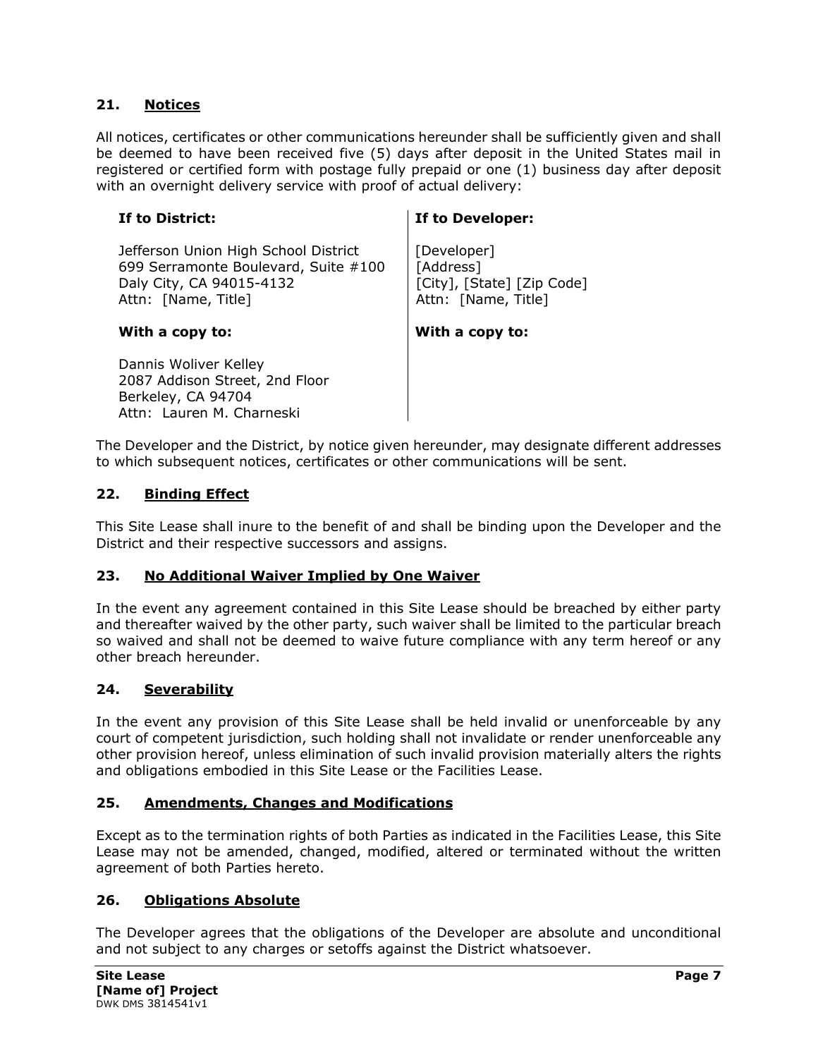## 21. **Notices**

All notices, certificates or other communications hereunder shall be sufficiently given and shall be deemed to have been received five (5) days after deposit in the United States mail in registered or certified form with postage fully prepaid or one (1) business day after deposit with an overnight delivery service with proof of actual delivery:

| **If to District:** | **If to Developer:** |
|---|---|
| Jefferson Union High School District<br>699 Serramonte Boulevard, Suite #100<br>Daly City, CA 94015-4132<br>Attn: [Name, Title] | [Developer]<br>[Address]<br>[City], [State] [Zip Code]<br>Attn: [Name, Title] |
| **With a copy to:** | **With a copy to:** |
| Dannis Woliver Kelley<br>2087 Addison Street, 2nd Floor<br>Berkeley, CA 94704<br>Attn: Lauren M. Charneski | |

The Developer and the District, by notice given hereunder, may designate different addresses to which subsequent notices, certificates or other communications will be sent.

## 22. **Binding Effect**

This Site Lease shall inure to the benefit of and shall be binding upon the Developer and the District and their respective successors and assigns.

## 23. **No Additional Waiver Implied by One Waiver**

In the event any agreement contained in this Site Lease should be breached by either party and thereafter waived by the other party, such waiver shall be limited to the particular breach so waived and shall not be deemed to waive future compliance with any term hereof or any other breach hereunder.

## 24. **Severability**

In the event any provision of this Site Lease shall be held invalid or unenforceable by any court of competent jurisdiction, such holding shall not invalidate or render unenforceable any other provision hereof, unless elimination of such invalid provision materially alters the rights and obligations embodied in this Site Lease or the Facilities Lease.

## 25. **Amendments, Changes and Modifications**

Except as to the termination rights of both Parties as indicated in the Facilities Lease, this Site Lease may not be amended, changed, modified, altered or terminated without the written agreement of both Parties hereto.

## 26. **Obligations Absolute**

The Developer agrees that the obligations of the Developer are absolute and unconditional and not subject to any charges or setoffs against the District whatsoever.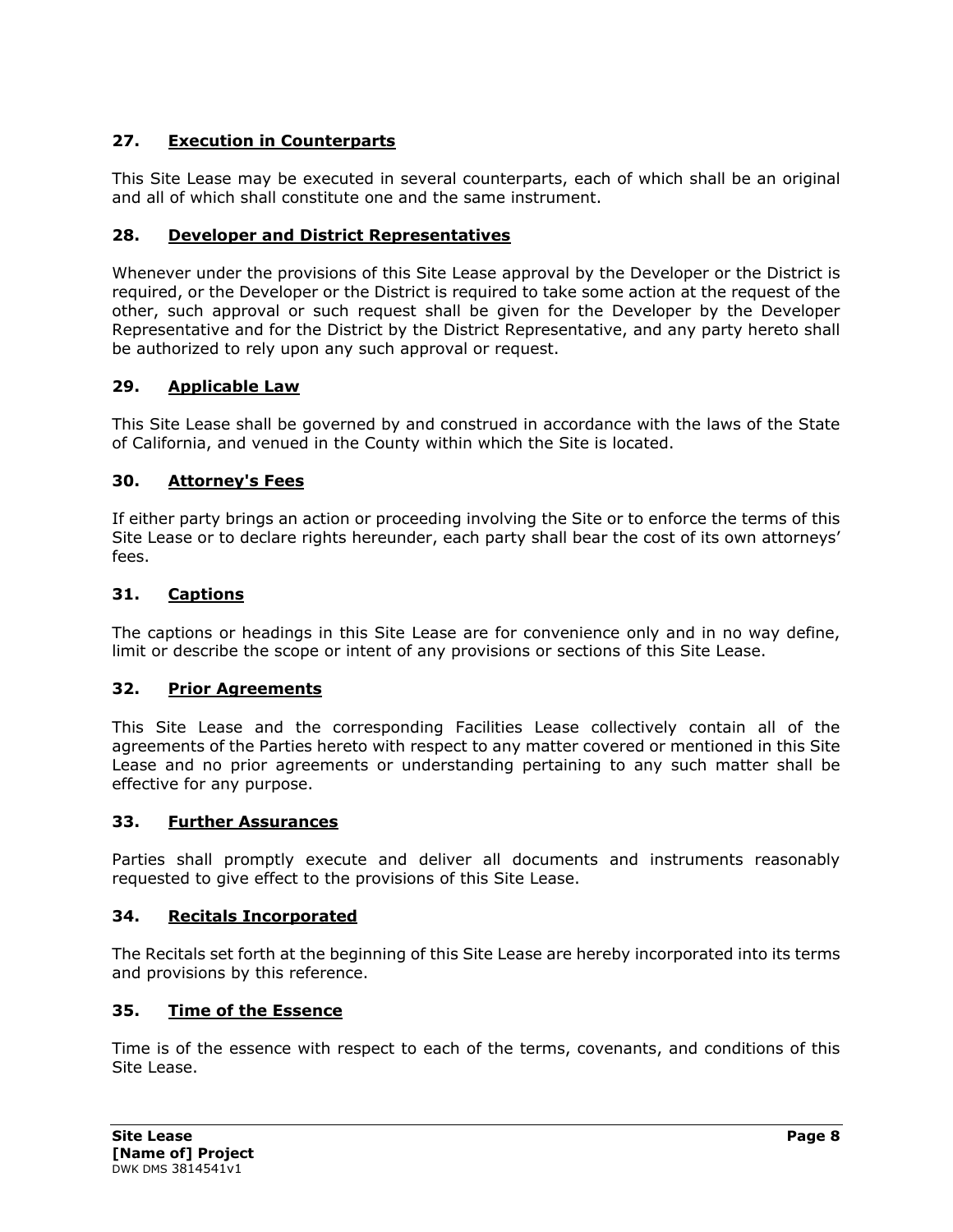## 27. Execution in Counterparts

This Site Lease may be executed in several counterparts, each of which shall be an original and all of which shall constitute one and the same instrument.

## 28. Developer and District Representatives

Whenever under the provisions of this Site Lease approval by the Developer or the District is required, or the Developer or the District is required to take some action at the request of the other, such approval or such request shall be given for the Developer by the Developer Representative and for the District by the District Representative, and any party hereto shall be authorized to rely upon any such approval or request.

## 29. Applicable Law

This Site Lease shall be governed by and construed in accordance with the laws of the State of California, and venued in the County within which the Site is located.

## 30. Attorney's Fees

If either party brings an action or proceeding involving the Site or to enforce the terms of this Site Lease or to declare rights hereunder, each party shall bear the cost of its own attorneys' fees.

## 31. Captions

The captions or headings in this Site Lease are for convenience only and in no way define, limit or describe the scope or intent of any provisions or sections of this Site Lease.

## 32. Prior Agreements

This Site Lease and the corresponding Facilities Lease collectively contain all of the agreements of the Parties hereto with respect to any matter covered or mentioned in this Site Lease and no prior agreements or understanding pertaining to any such matter shall be effective for any purpose.

## 33. Further Assurances

Parties shall promptly execute and deliver all documents and instruments reasonably requested to give effect to the provisions of this Site Lease.

## 34. Recitals Incorporated

The Recitals set forth at the beginning of this Site Lease are hereby incorporated into its terms and provisions by this reference.

## 35. Time of the Essence

Time is of the essence with respect to each of the terms, covenants, and conditions of this Site Lease.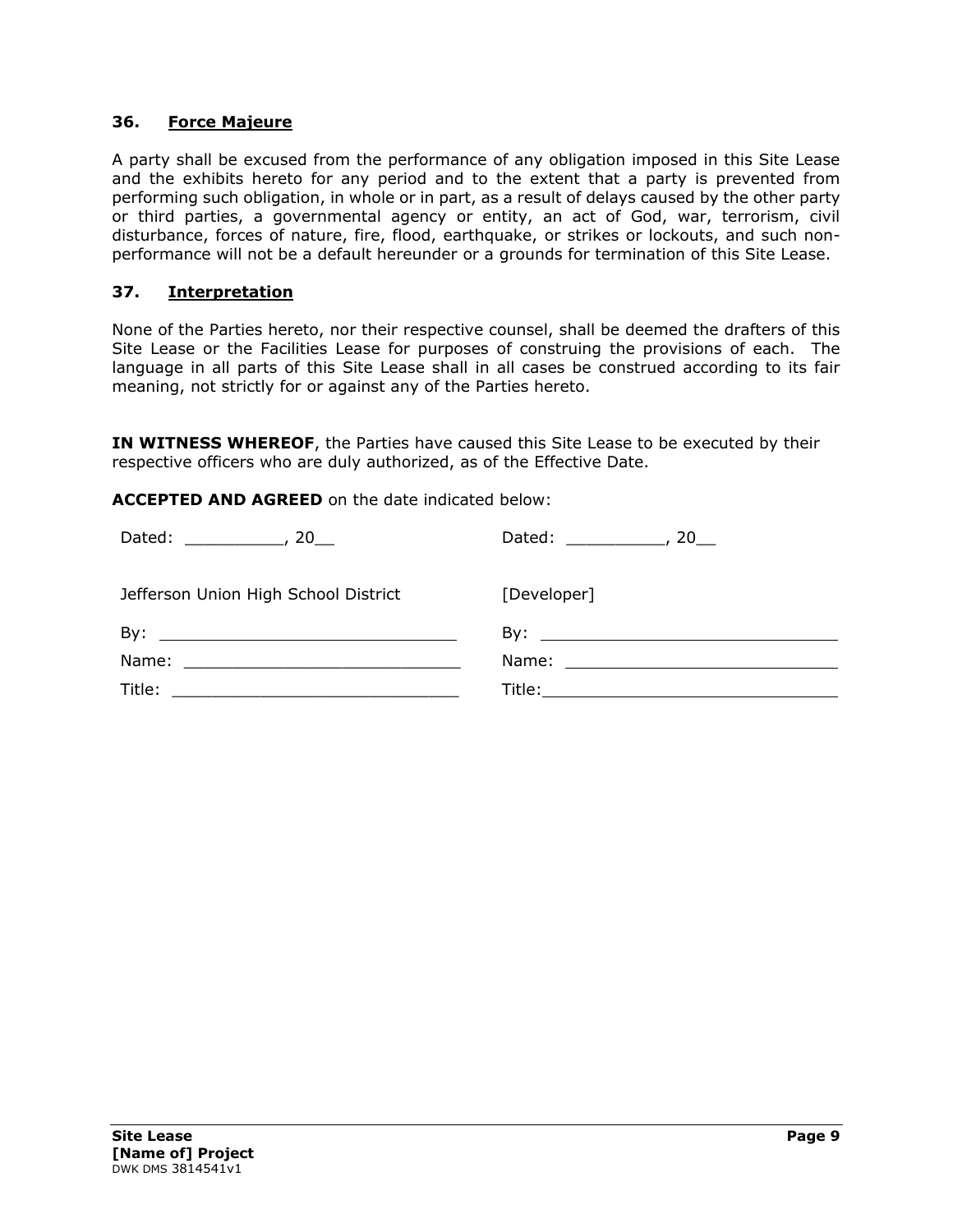### 36. Force Majeure

A party shall be excused from the performance of any obligation imposed in this Site Lease and the exhibits hereto for any period and to the extent that a party is prevented from performing such obligation, in whole or in part, as a result of delays caused by the other party or third parties, a governmental agency or entity, an act of God, war, terrorism, civil disturbance, forces of nature, fire, flood, earthquake, or strikes or lockouts, and such non-performance will not be a default hereunder or a grounds for termination of this Site Lease.

### 37. Interpretation

None of the Parties hereto, nor their respective counsel, shall be deemed the drafters of this Site Lease or the Facilities Lease for purposes of construing the provisions of each. The language in all parts of this Site Lease shall in all cases be construed according to its fair meaning, not strictly for or against any of the Parties hereto.

**IN WITNESS WHEREOF**, the Parties have caused this Site Lease to be executed by their respective officers who are duly authorized, as of the Effective Date.

**ACCEPTED AND AGREED** on the date indicated below:

| | |
|---|---|
| Dated: __________, 20__ | Dated: __________, 20__ |
| Jefferson Union High School District | [Developer] |
| By: ______________________________ | By: ______________________________ |
| Name: ____________________________ | Name: ____________________________ |
| Title: ____________________________ | Title: ____________________________ |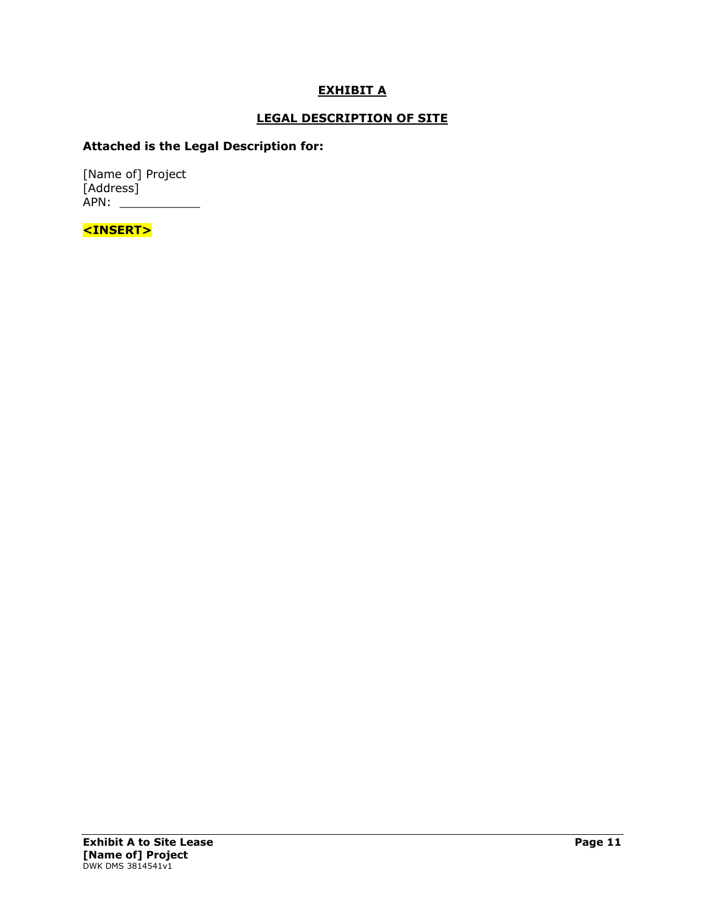# EXHIBIT A

## LEGAL DESCRIPTION OF SITE

**Attached is the Legal Description for:**

[Name of] Project
[Address]
APN: ___________

**<INSERT>**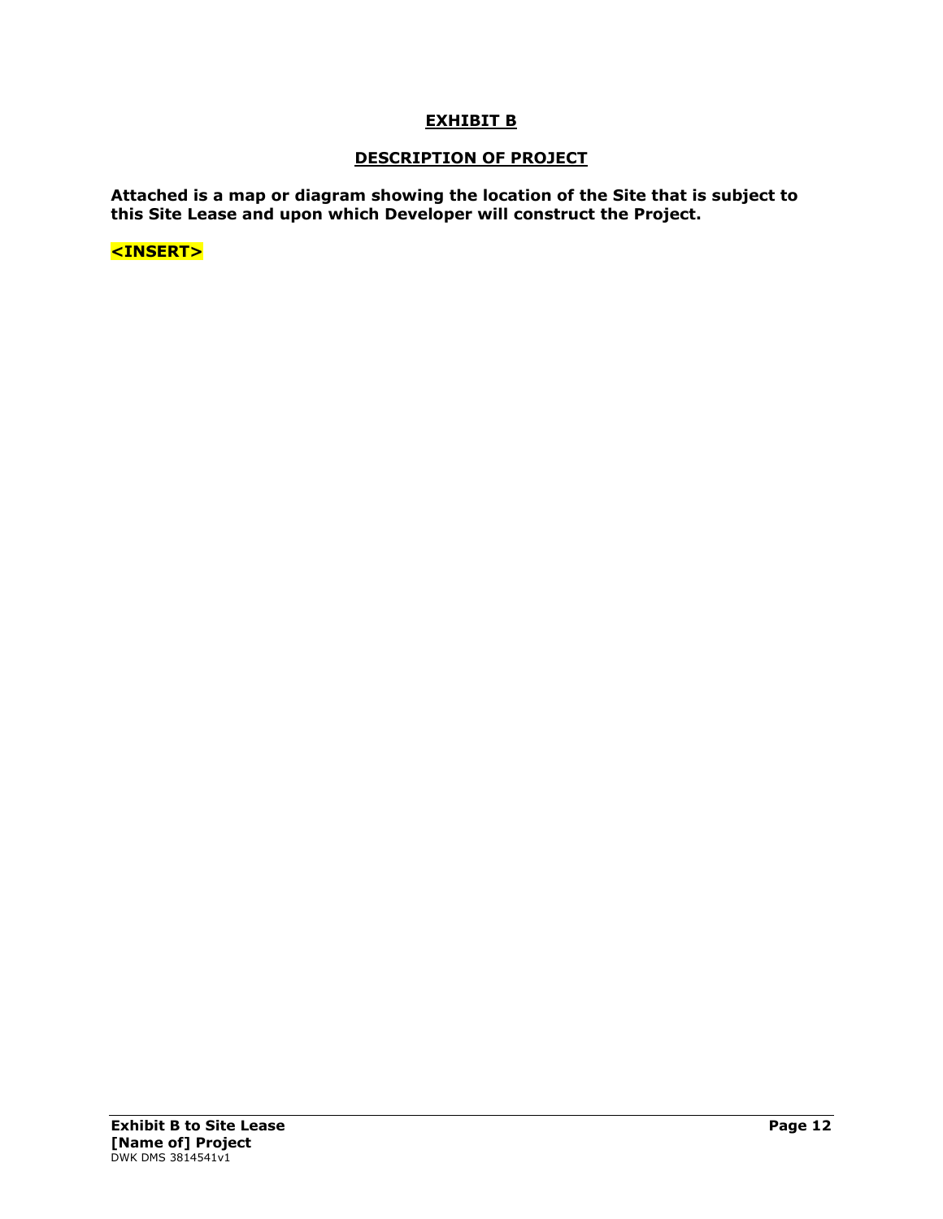# EXHIBIT B

## DESCRIPTION OF PROJECT

**Attached is a map or diagram showing the location of the Site that is subject to this Site Lease and upon which Developer will construct the Project.**

**<INSERT>**